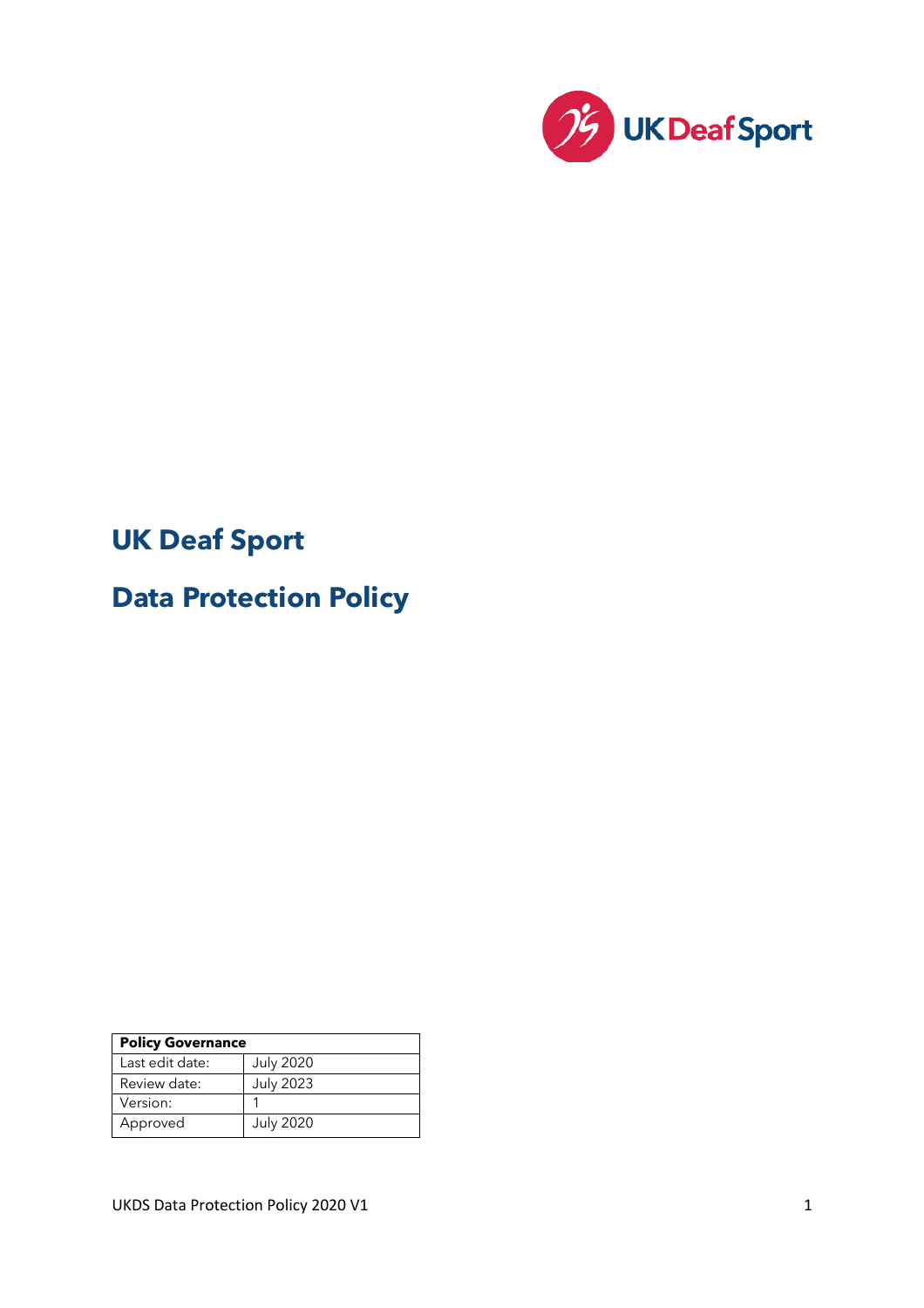UK Deaf Sport

# UK Deaf Sport

# Data Protection Policy

| Policy Governance | |
|---|---|
| Last edit date: | July 2020 |
| Review date: | July 2023 |
| Version: | 1 |
| Approved | July 2020 |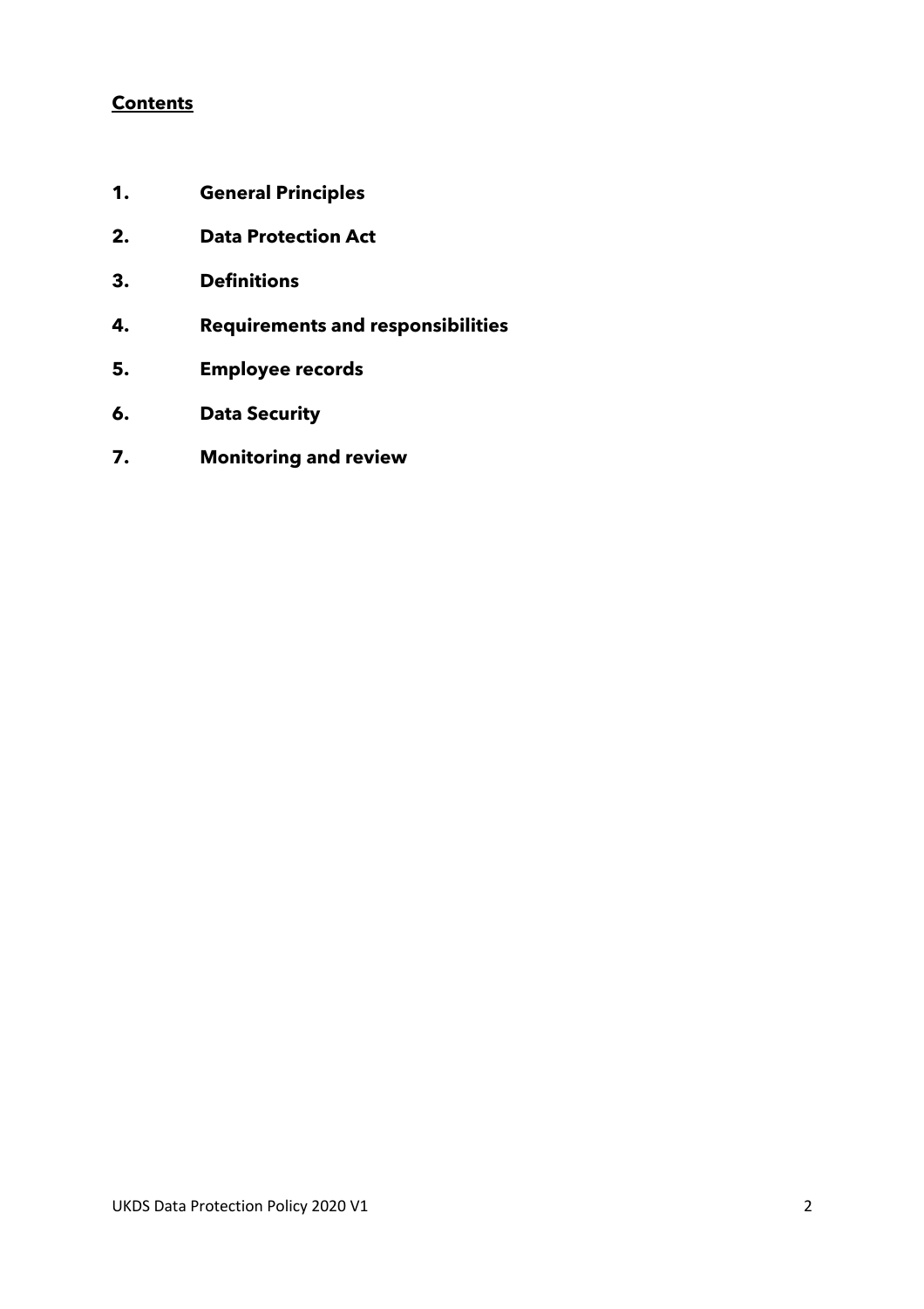**Contents**

1. **General Principles**
2. **Data Protection Act**
3. **Definitions**
4. **Requirements and responsibilities**
5. **Employee records**
6. **Data Security**
7. **Monitoring and review**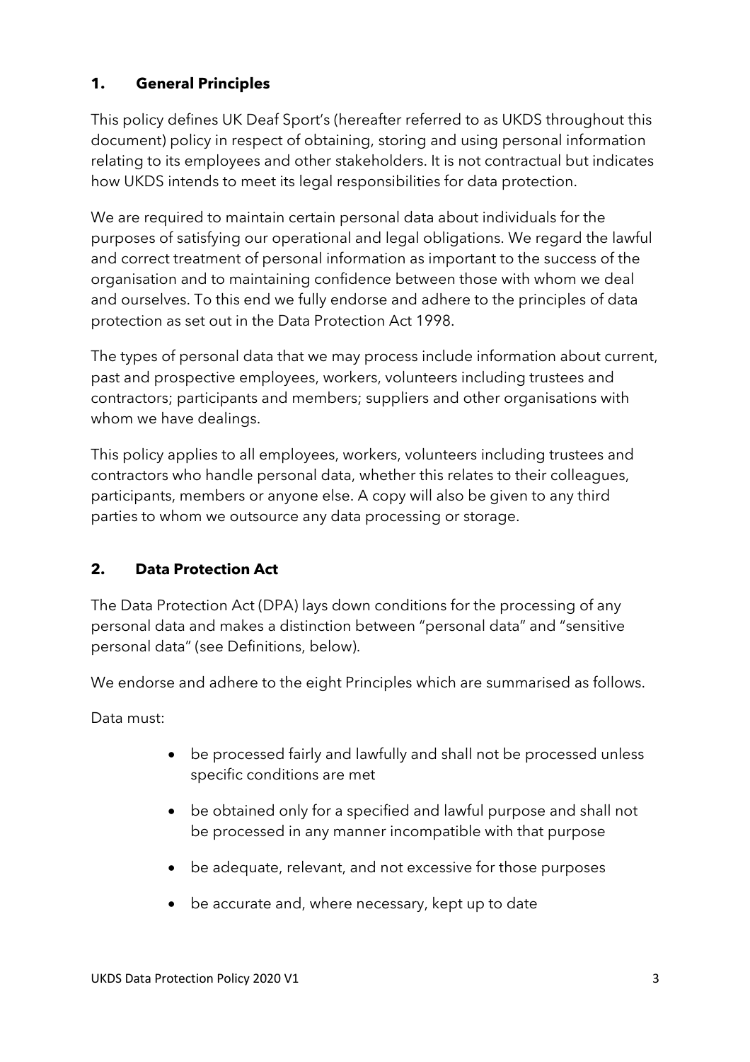## 1. General Principles

This policy defines UK Deaf Sport's (hereafter referred to as UKDS throughout this document) policy in respect of obtaining, storing and using personal information relating to its employees and other stakeholders. It is not contractual but indicates how UKDS intends to meet its legal responsibilities for data protection.

We are required to maintain certain personal data about individuals for the purposes of satisfying our operational and legal obligations. We regard the lawful and correct treatment of personal information as important to the success of the organisation and to maintaining confidence between those with whom we deal and ourselves. To this end we fully endorse and adhere to the principles of data protection as set out in the Data Protection Act 1998.

The types of personal data that we may process include information about current, past and prospective employees, workers, volunteers including trustees and contractors; participants and members; suppliers and other organisations with whom we have dealings.

This policy applies to all employees, workers, volunteers including trustees and contractors who handle personal data, whether this relates to their colleagues, participants, members or anyone else. A copy will also be given to any third parties to whom we outsource any data processing or storage.

## 2. Data Protection Act

The Data Protection Act (DPA) lays down conditions for the processing of any personal data and makes a distinction between "personal data" and "sensitive personal data" (see Definitions, below).

We endorse and adhere to the eight Principles which are summarised as follows.

Data must:

- be processed fairly and lawfully and shall not be processed unless specific conditions are met
- be obtained only for a specified and lawful purpose and shall not be processed in any manner incompatible with that purpose
- be adequate, relevant, and not excessive for those purposes
- be accurate and, where necessary, kept up to date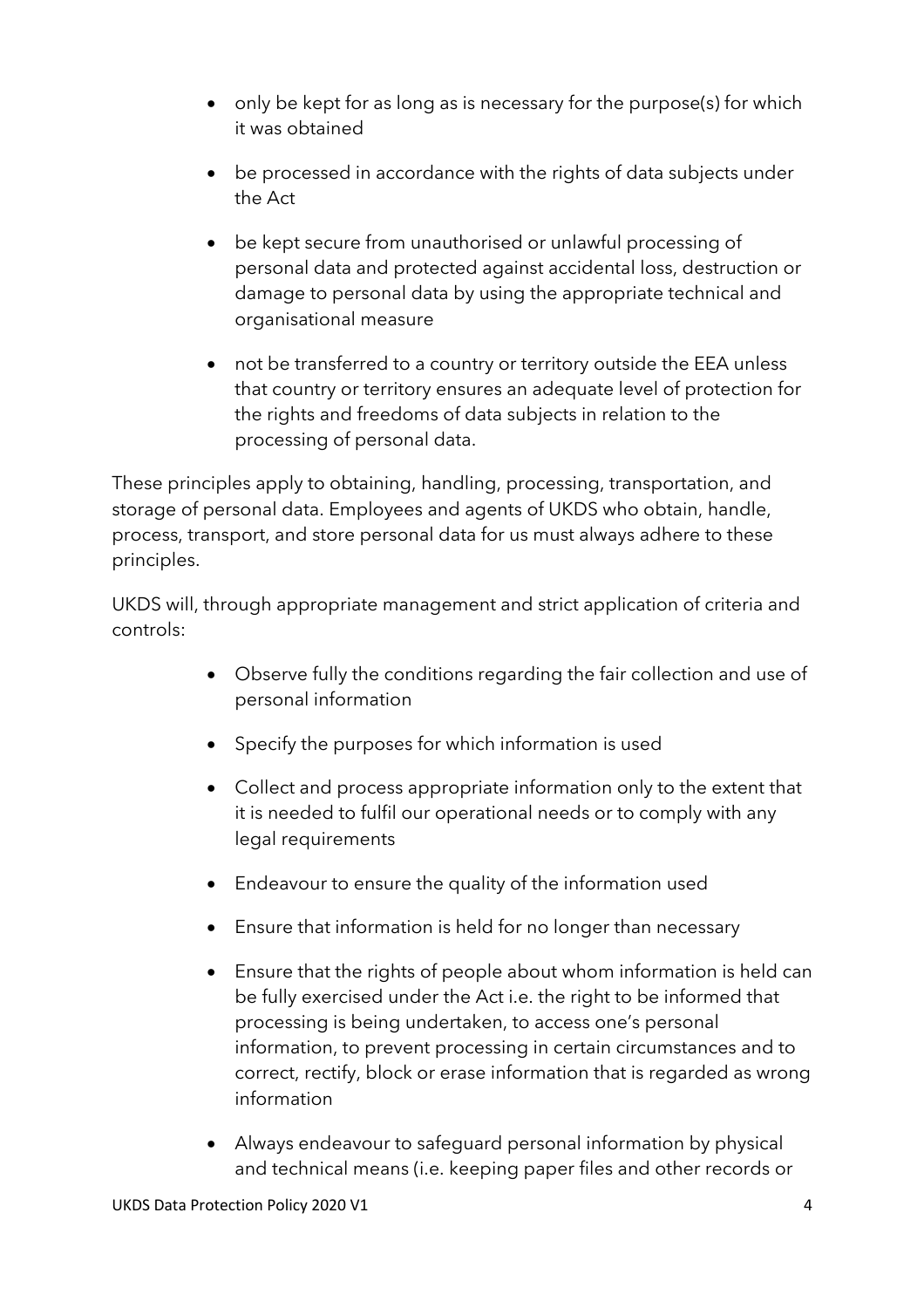- only be kept for as long as is necessary for the purpose(s) for which it was obtained
- be processed in accordance with the rights of data subjects under the Act
- be kept secure from unauthorised or unlawful processing of personal data and protected against accidental loss, destruction or damage to personal data by using the appropriate technical and organisational measure
- not be transferred to a country or territory outside the EEA unless that country or territory ensures an adequate level of protection for the rights and freedoms of data subjects in relation to the processing of personal data.

These principles apply to obtaining, handling, processing, transportation, and storage of personal data. Employees and agents of UKDS who obtain, handle, process, transport, and store personal data for us must always adhere to these principles.

UKDS will, through appropriate management and strict application of criteria and controls:

- Observe fully the conditions regarding the fair collection and use of personal information
- Specify the purposes for which information is used
- Collect and process appropriate information only to the extent that it is needed to fulfil our operational needs or to comply with any legal requirements
- Endeavour to ensure the quality of the information used
- Ensure that information is held for no longer than necessary
- Ensure that the rights of people about whom information is held can be fully exercised under the Act i.e. the right to be informed that processing is being undertaken, to access one's personal information, to prevent processing in certain circumstances and to correct, rectify, block or erase information that is regarded as wrong information
- Always endeavour to safeguard personal information by physical and technical means (i.e. keeping paper files and other records or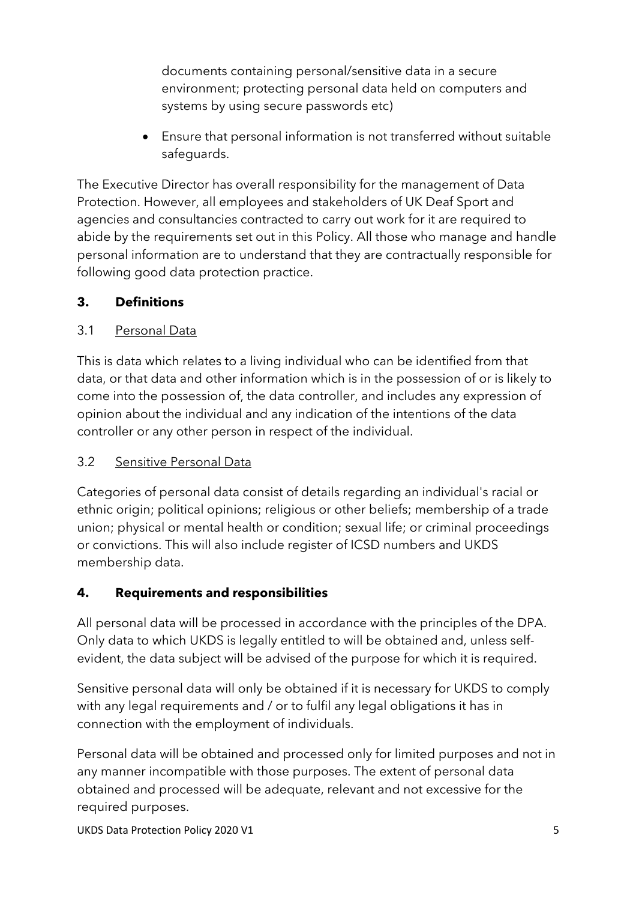documents containing personal/sensitive data in a secure environment; protecting personal data held on computers and systems by using secure passwords etc)

- Ensure that personal information is not transferred without suitable safeguards.

The Executive Director has overall responsibility for the management of Data Protection. However, all employees and stakeholders of UK Deaf Sport and agencies and consultancies contracted to carry out work for it are required to abide by the requirements set out in this Policy. All those who manage and handle personal information are to understand that they are contractually responsible for following good data protection practice.

## 3. Definitions

3.1 <u>Personal Data</u>

This is data which relates to a living individual who can be identified from that data, or that data and other information which is in the possession of or is likely to come into the possession of, the data controller, and includes any expression of opinion about the individual and any indication of the intentions of the data controller or any other person in respect of the individual.

3.2 <u>Sensitive Personal Data</u>

Categories of personal data consist of details regarding an individual's racial or ethnic origin; political opinions; religious or other beliefs; membership of a trade union; physical or mental health or condition; sexual life; or criminal proceedings or convictions. This will also include register of ICSD numbers and UKDS membership data.

## 4. Requirements and responsibilities

All personal data will be processed in accordance with the principles of the DPA. Only data to which UKDS is legally entitled to will be obtained and, unless self-evident, the data subject will be advised of the purpose for which it is required.

Sensitive personal data will only be obtained if it is necessary for UKDS to comply with any legal requirements and / or to fulfil any legal obligations it has in connection with the employment of individuals.

Personal data will be obtained and processed only for limited purposes and not in any manner incompatible with those purposes. The extent of personal data obtained and processed will be adequate, relevant and not excessive for the required purposes.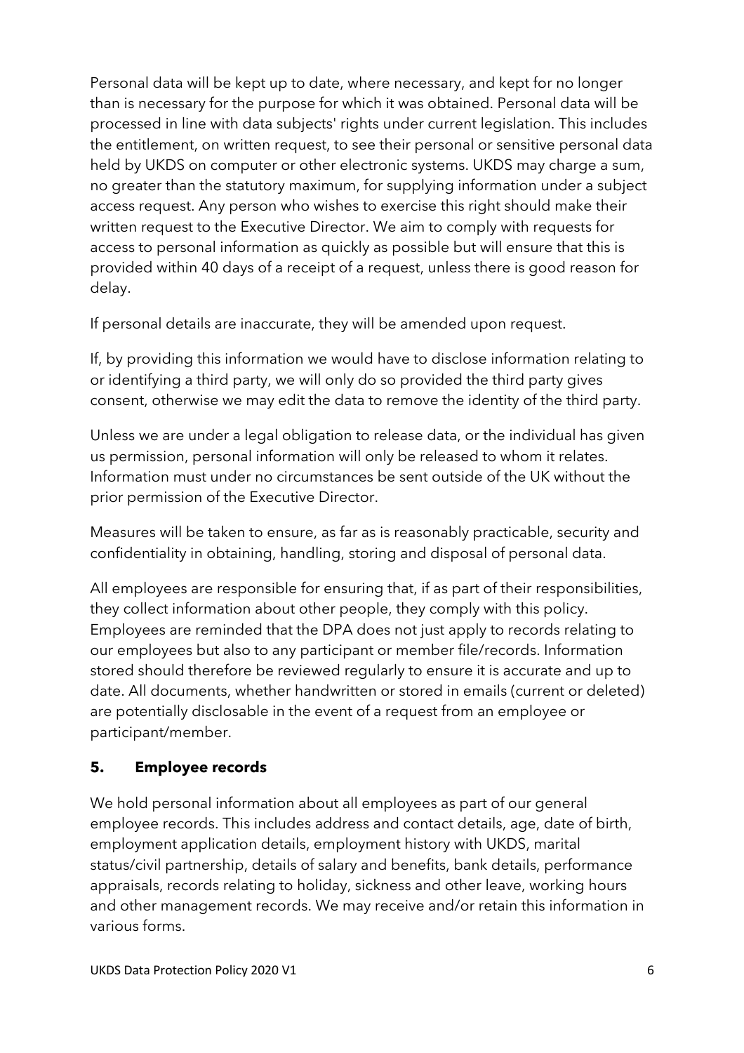Personal data will be kept up to date, where necessary, and kept for no longer than is necessary for the purpose for which it was obtained. Personal data will be processed in line with data subjects' rights under current legislation. This includes the entitlement, on written request, to see their personal or sensitive personal data held by UKDS on computer or other electronic systems. UKDS may charge a sum, no greater than the statutory maximum, for supplying information under a subject access request. Any person who wishes to exercise this right should make their written request to the Executive Director. We aim to comply with requests for access to personal information as quickly as possible but will ensure that this is provided within 40 days of a receipt of a request, unless there is good reason for delay.

If personal details are inaccurate, they will be amended upon request.

If, by providing this information we would have to disclose information relating to or identifying a third party, we will only do so provided the third party gives consent, otherwise we may edit the data to remove the identity of the third party.

Unless we are under a legal obligation to release data, or the individual has given us permission, personal information will only be released to whom it relates. Information must under no circumstances be sent outside of the UK without the prior permission of the Executive Director.

Measures will be taken to ensure, as far as is reasonably practicable, security and confidentiality in obtaining, handling, storing and disposal of personal data.

All employees are responsible for ensuring that, if as part of their responsibilities, they collect information about other people, they comply with this policy. Employees are reminded that the DPA does not just apply to records relating to our employees but also to any participant or member file/records. Information stored should therefore be reviewed regularly to ensure it is accurate and up to date. All documents, whether handwritten or stored in emails (current or deleted) are potentially disclosable in the event of a request from an employee or participant/member.

## 5. Employee records

We hold personal information about all employees as part of our general employee records. This includes address and contact details, age, date of birth, employment application details, employment history with UKDS, marital status/civil partnership, details of salary and benefits, bank details, performance appraisals, records relating to holiday, sickness and other leave, working hours and other management records. We may receive and/or retain this information in various forms.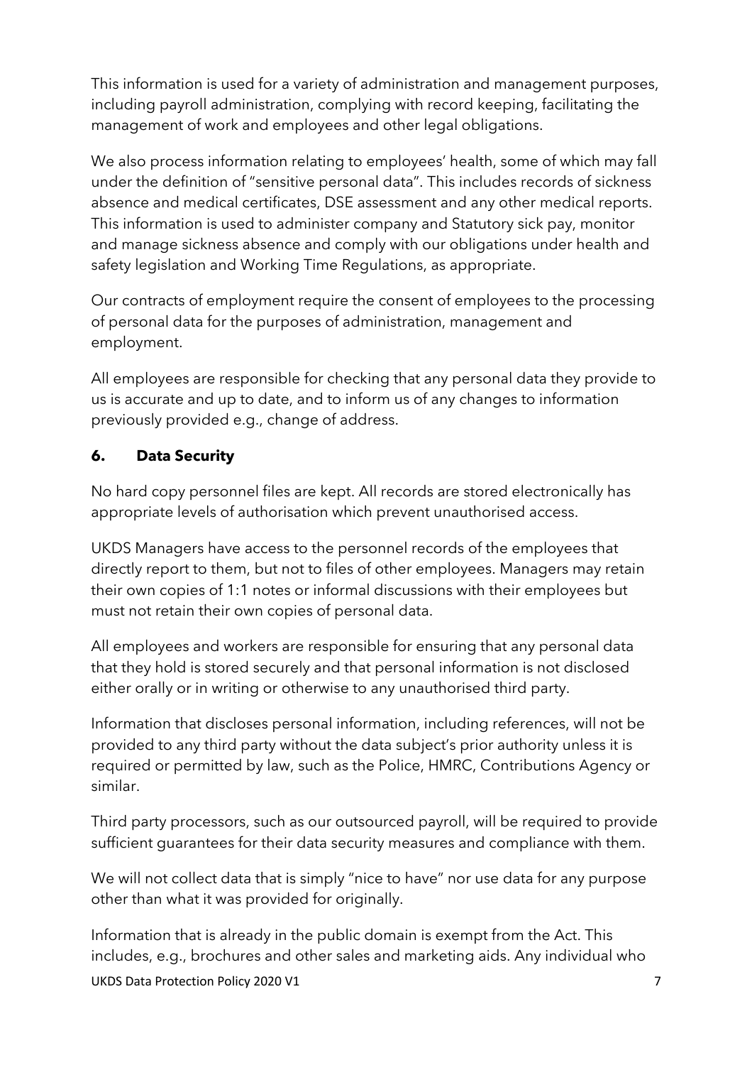This information is used for a variety of administration and management purposes, including payroll administration, complying with record keeping, facilitating the management of work and employees and other legal obligations.

We also process information relating to employees' health, some of which may fall under the definition of "sensitive personal data". This includes records of sickness absence and medical certificates, DSE assessment and any other medical reports. This information is used to administer company and Statutory sick pay, monitor and manage sickness absence and comply with our obligations under health and safety legislation and Working Time Regulations, as appropriate.

Our contracts of employment require the consent of employees to the processing of personal data for the purposes of administration, management and employment.

All employees are responsible for checking that any personal data they provide to us is accurate and up to date, and to inform us of any changes to information previously provided e.g., change of address.

## 6. Data Security

No hard copy personnel files are kept. All records are stored electronically has appropriate levels of authorisation which prevent unauthorised access.

UKDS Managers have access to the personnel records of the employees that directly report to them, but not to files of other employees. Managers may retain their own copies of 1:1 notes or informal discussions with their employees but must not retain their own copies of personal data.

All employees and workers are responsible for ensuring that any personal data that they hold is stored securely and that personal information is not disclosed either orally or in writing or otherwise to any unauthorised third party.

Information that discloses personal information, including references, will not be provided to any third party without the data subject's prior authority unless it is required or permitted by law, such as the Police, HMRC, Contributions Agency or similar.

Third party processors, such as our outsourced payroll, will be required to provide sufficient guarantees for their data security measures and compliance with them.

We will not collect data that is simply "nice to have" nor use data for any purpose other than what it was provided for originally.

Information that is already in the public domain is exempt from the Act. This includes, e.g., brochures and other sales and marketing aids. Any individual who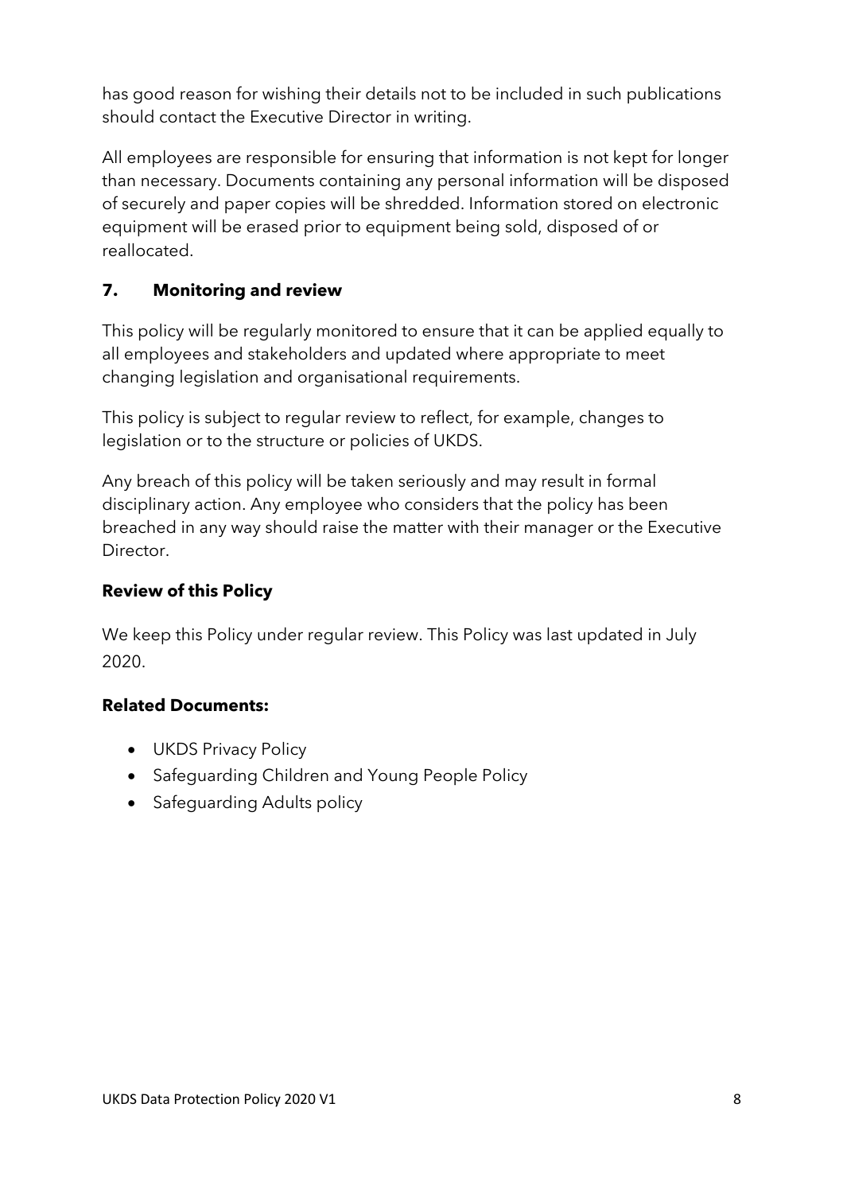has good reason for wishing their details not to be included in such publications should contact the Executive Director in writing.

All employees are responsible for ensuring that information is not kept for longer than necessary. Documents containing any personal information will be disposed of securely and paper copies will be shredded. Information stored on electronic equipment will be erased prior to equipment being sold, disposed of or reallocated.

## 7. Monitoring and review

This policy will be regularly monitored to ensure that it can be applied equally to all employees and stakeholders and updated where appropriate to meet changing legislation and organisational requirements.

This policy is subject to regular review to reflect, for example, changes to legislation or to the structure or policies of UKDS.

Any breach of this policy will be taken seriously and may result in formal disciplinary action. Any employee who considers that the policy has been breached in any way should raise the matter with their manager or the Executive Director.

### Review of this Policy

We keep this Policy under regular review. This Policy was last updated in July 2020.

### Related Documents:

- UKDS Privacy Policy
- Safeguarding Children and Young People Policy
- Safeguarding Adults policy